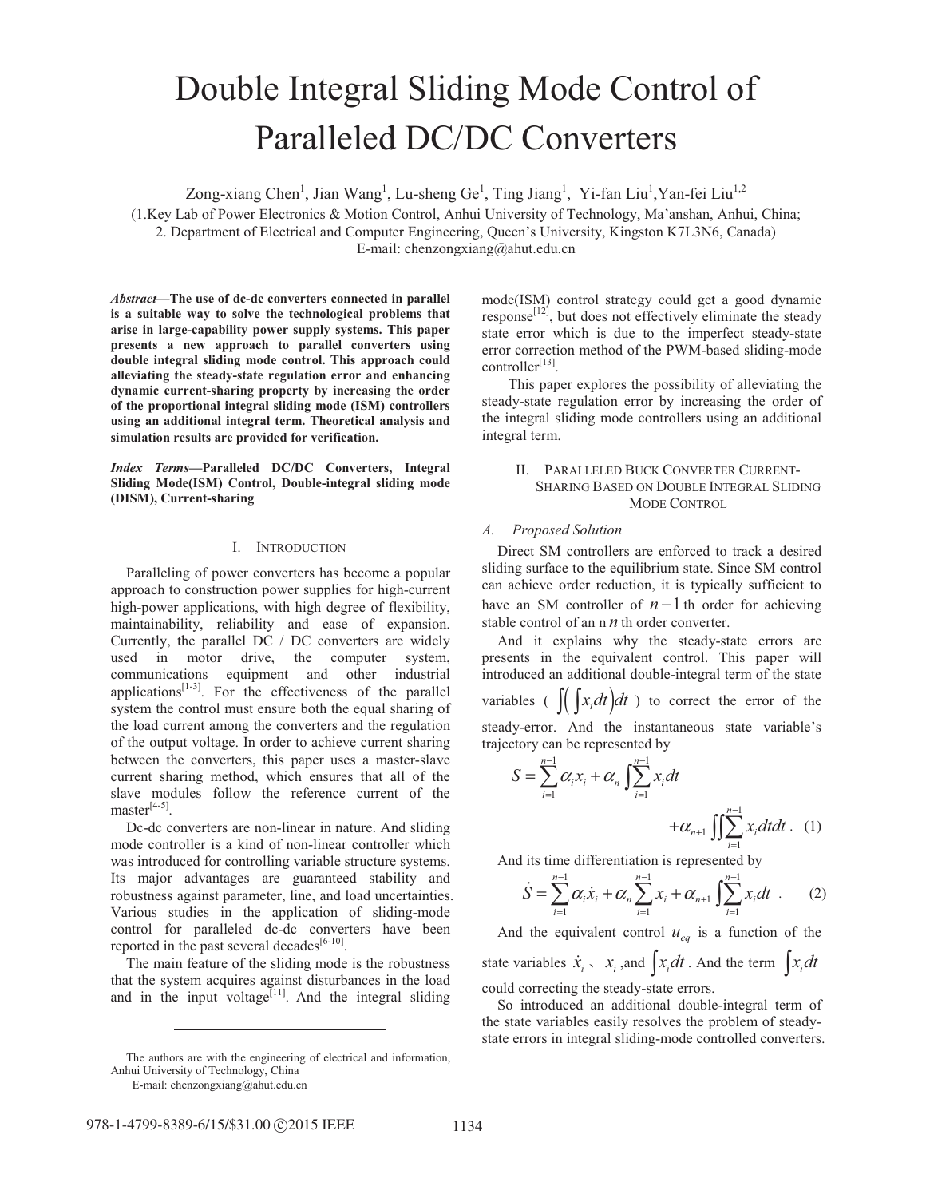# Double Integral Sliding Mode Control of Paralleled DC/DC Converters

Zong-xiang Chen[1], Jian Wang[1], Lu-sheng Ge[1], Ting Jiang[1], Yi-fan Liu[1], Yan-fei Liu[1,2]

(1.Key Lab of Power Electronics & Motion Control, Anhui University of Technology, Ma'anshan, Anhui, China;
2. Department of Electrical and Computer Engineering, Queen's University, Kingston K7L3N6, Canada)
E-mail: chenzongxiang@ahut.edu.cn

***Abstract*—The use of dc-dc converters connected in parallel is a suitable way to solve the technological problems that arise in large-capability power supply systems. This paper presents a new approach to parallel converters using double integral sliding mode control. This approach could alleviating the steady-state regulation error and enhancing dynamic current-sharing property by increasing the order of the proportional integral sliding mode (ISM) controllers using an additional integral term. Theoretical analysis and simulation results are provided for verification.**

***Index Terms*—Paralleled DC/DC Converters, Integral Sliding Mode(ISM) Control, Double-integral sliding mode (DISM), Current-sharing**

## I. Introduction

Paralleling of power converters has become a popular approach to construction power supplies for high-current high-power applications, with high degree of flexibility, maintainability, reliability and ease of expansion. Currently, the parallel DC / DC converters are widely used in motor drive, the computer system, communications equipment and other industrial applications[1-3]. For the effectiveness of the parallel system the control must ensure both the equal sharing of the load current among the converters and the regulation of the output voltage. In order to achieve current sharing between the converters, this paper uses a master-slave current sharing method, which ensures that all of the slave modules follow the reference current of the master[4-5].

Dc-dc converters are non-linear in nature. And sliding mode controller is a kind of non-linear controller which was introduced for controlling variable structure systems. Its major advantages are guaranteed stability and robustness against parameter, line, and load uncertainties. Various studies in the application of sliding-mode control for paralleled dc-dc converters have been reported in the past several decades[6-10].

The main feature of the sliding mode is the robustness that the system acquires against disturbances in the load and in the input voltage[11]. And the integral sliding mode(ISM) control strategy could get a good dynamic response[12], but does not effectively eliminate the steady state error which is due to the imperfect steady-state error correction method of the PWM-based sliding-mode controller[13].

This paper explores the possibility of alleviating the steady-state regulation error by increasing the order of the integral sliding mode controllers using an additional integral term.

## II. Paralleled Buck Converter Current-Sharing Based on Double Integral Sliding Mode Control

### *A. Proposed Solution*

Direct SM controllers are enforced to track a desired sliding surface to the equilibrium state. Since SM control can achieve order reduction, it is typically sufficient to have an SM controller of $n-1$ th order for achieving stable control of an n $n$ th order converter.

And it explains why the steady-state errors are presents in the equivalent control. This paper will introduced an additional double-integral term of the state variables ( $\int\left(\int x_i dt\right)dt$ ) to correct the error of the steady-error. And the instantaneous state variable's trajectory can be represented by

$$S=\sum_{i=1}^{n-1}\alpha_i x_i+\alpha_n\int\sum_{i=1}^{n-1}x_i dt+\alpha_{n+1}\iint\sum_{i=1}^{n-1}x_i dtdt\,. \quad (1)$$

And its time differentiation is represented by

$$\dot{S}=\sum_{i=1}^{n-1}\alpha_i\dot{x}_i+\alpha_n\sum_{i=1}^{n-1}x_i+\alpha_{n+1}\int\sum_{i=1}^{n-1}x_i dt\,. \quad (2)$$

And the equivalent control $u_{eq}$ is a function of the state variables $\dot{x}_i$ 、 $x_i$ ,and $\int x_i dt$ . And the term $\int x_i dt$ could correcting the steady-state errors.

So introduced an additional double-integral term of the state variables easily resolves the problem of steady-state errors in integral sliding-mode controlled converters.

The authors are with the engineering of electrical and information, Anhui University of Technology, China
E-mail: chenzongxiang@ahut.edu.cn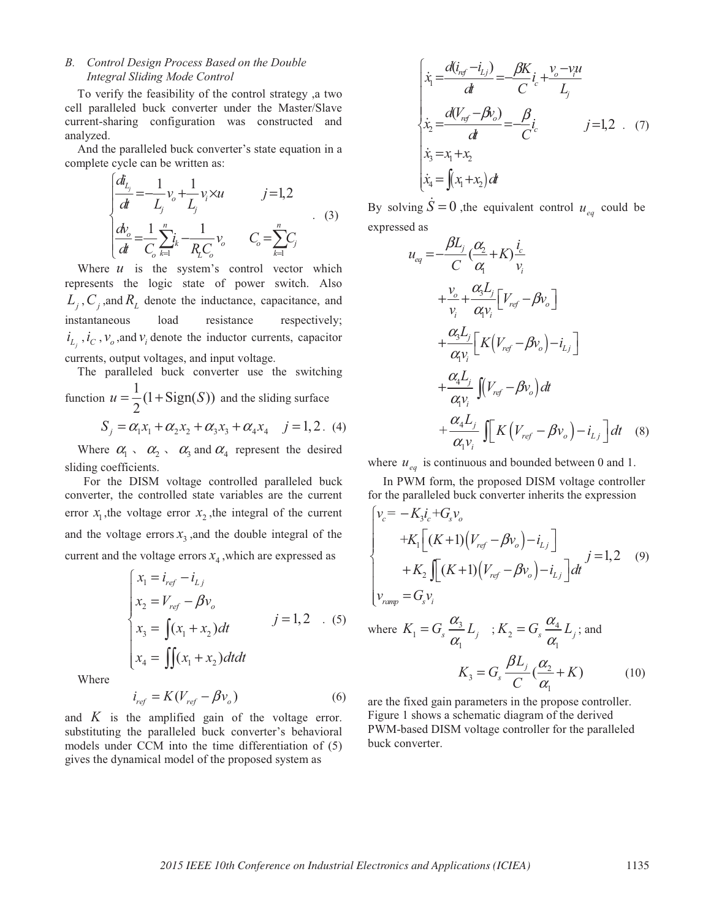### B. Control Design Process Based on the Double Integral Sliding Mode Control

To verify the feasibility of the control strategy ,a two cell paralleled buck converter under the Master/Slave current-sharing configuration was constructed and analyzed.

And the paralleled buck converter's state equation in a complete cycle can be written as:

$$\begin{cases} \dfrac{di_{L_j}}{dt} = -\dfrac{1}{L_j} v_o + \dfrac{1}{L_j} v_i \times u & j=1,2 \\ \dfrac{dv_o}{dt} = \dfrac{1}{C_o}\sum_{k=1}^{n} i_k - \dfrac{1}{R_L C_o} v_o & C_o = \sum_{k=1}^{n} C_j \end{cases} \quad (3)$$

Where $u$ is the system's control vector which represents the logic state of power switch. Also $L_j$, $C_j$ ,and $R_L$ denote the inductance, capacitance, and instantaneous load resistance respectively; $i_{L_j}$, $i_C$, $v_o$ ,and $v_i$ denote the inductor currents, capacitor currents, output voltages, and input voltage.

The paralleled buck converter use the switching function $u = \frac{1}{2}(1+\text{Sign}(S))$ and the sliding surface

$$S_j = \alpha_1 x_1 + \alpha_2 x_2 + \alpha_3 x_3 + \alpha_4 x_4 \quad j=1,2 . \quad (4)$$

Where $\alpha_1$ 、 $\alpha_2$ 、 $\alpha_3$ and $\alpha_4$ represent the desired sliding coefficients.

For the DISM voltage controlled paralleled buck converter, the controlled state variables are the current error $x_1$ ,the voltage error $x_2$ ,the integral of the current and the voltage errors $x_3$ ,and the double integral of the current and the voltage errors $x_4$ ,which are expressed as

$$\begin{cases} x_1 = i_{ref} - i_{Lj} \\ x_2 = V_{ref} - \beta v_o \\ x_3 = \int (x_1 + x_2) dt \\ x_4 = \iint (x_1 + x_2) dt dt \end{cases} \quad j=1,2 . \quad (5)$$

Where

$$i_{ref} = K(V_{ref} - \beta v_o) \quad (6)$$

and $K$ is the amplified gain of the voltage error. substituting the paralleled buck converter's behavioral models under CCM into the time differentiation of (5) gives the dynamical model of the proposed system as

$$\begin{cases} \dot{x}_1 = \dfrac{d(i_{ref} - i_{Lj})}{dt} = -\dfrac{\beta K}{C} i_c + \dfrac{v_o - v_i u}{L_j} \\ \dot{x}_2 = \dfrac{d(V_{ref} - \beta v_o)}{dt} = -\dfrac{\beta}{C} i_c \\ \dot{x}_3 = x_1 + x_2 \\ \dot{x}_4 = \int (x_1 + x_2) dt \end{cases} \quad j=1,2 . \quad (7)$$

By solving $\dot{S} = 0$ ,the equivalent control $u_{eq}$ could be expressed as

$$\begin{aligned} u_{eq} = & -\frac{\beta L_j}{C}\left(\frac{\alpha_2}{\alpha_1} + K\right)\frac{i_c}{v_i} \\ & + \frac{v_o}{v_i} + \frac{\alpha_3 L_j}{\alpha_1 v_i}\left[V_{ref} - \beta v_o\right] \\ & + \frac{\alpha_3 L_j}{\alpha_1 v_i}\left[K\left(V_{ref} - \beta v_o\right) - i_{Lj}\right] \\ & + \frac{\alpha_4 L_j}{\alpha_1 v_i}\int \left(V_{ref} - \beta v_o\right) dt \\ & + \frac{\alpha_4 L_j}{\alpha_1 v_i}\int \left[K\left(V_{ref} - \beta v_o\right) - i_{Lj}\right] dt \end{aligned} \quad (8)$$

where $u_{eq}$ is continuous and bounded between 0 and 1.

In PWM form, the proposed DISM voltage controller for the paralleled buck converter inherits the expression

$$\begin{cases} v_c = -K_3 i_c + G_s v_o \\ \quad + K_1\left[(K+1)\left(V_{ref} - \beta v_o\right) - i_{Lj}\right] \\ \quad + K_2 \int \left[(K+1)\left(V_{ref} - \beta v_o\right) - i_{Lj}\right] dt \\ v_{ramp} = G_s v_i \end{cases} \quad j=1,2 \quad (9)$$

where $K_1 = G_s \dfrac{\alpha_3}{\alpha_1} L_j$ ; $K_2 = G_s \dfrac{\alpha_4}{\alpha_1} L_j$ ; and

$$K_3 = G_s \frac{\beta L_j}{C}\left(\frac{\alpha_2}{\alpha_1} + K\right) \quad (10)$$

are the fixed gain parameters in the propose controller. Figure 1 shows a schematic diagram of the derived PWM-based DISM voltage controller for the paralleled buck converter.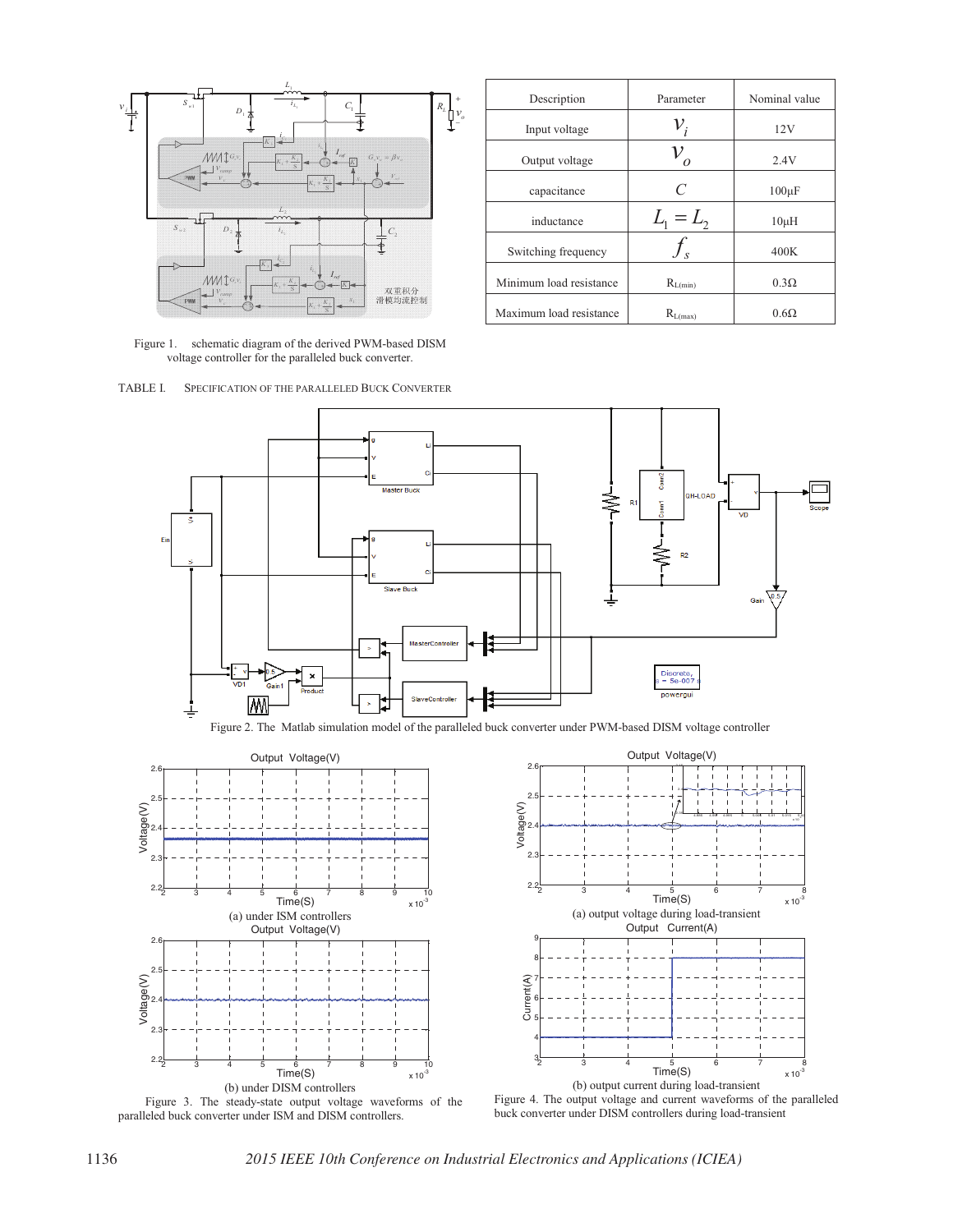Figure 1. schematic diagram of the derived PWM-based DISM voltage controller for the paralleled buck converter.

TABLE I. SPECIFICATION OF THE PARALLELED BUCK CONVERTER

| Description | Parameter | Nominal value |
|---|---|---|
| Input voltage | $v_i$ | 12V |
| Output voltage | $v_o$ | 2.4V |
| capacitance | $C$ | 100μF |
| inductance | $L_1 = L_2$ | 10μH |
| Switching frequency | $f_s$ | 400K |
| Minimum load resistance | $R_{L(min)}$ | 0.3Ω |
| Maximum load resistance | $R_{L(max)}$ | 0.6Ω |

Figure 2. The Matlab simulation model of the paralleled buck converter under PWM-based DISM voltage controller

(a) under ISM controllers

(b) under DISM controllers

Figure 3. The steady-state output voltage waveforms of the paralleled buck converter under ISM and DISM controllers.

(a) output voltage during load-transient

(b) output current during load-transient

Figure 4. The output voltage and current waveforms of the paralleled buck converter under DISM controllers during load-transient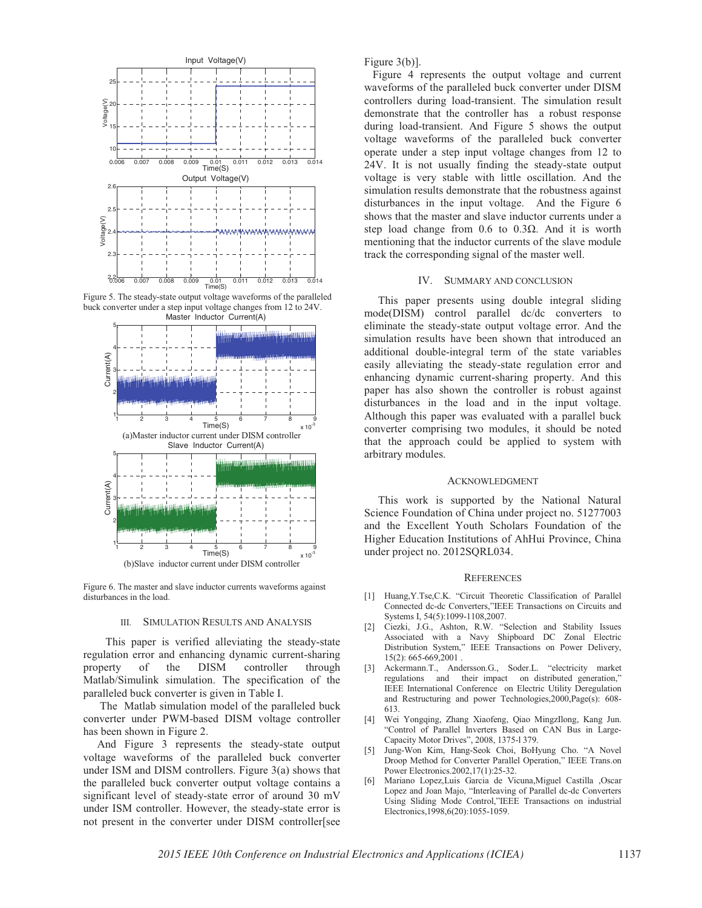Figure 5. The steady-state output voltage waveforms of the paralleled buck converter under a step input voltage changes from 12 to 24V.

(a)Master inductor current under DISM controller

(b)Slave inductor current under DISM controller

Figure 6. The master and slave inductor currents waveforms against disturbances in the load.

## III. Simulation Results and Analysis

This paper is verified alleviating the steady-state regulation error and enhancing dynamic current-sharing property of the DISM controller through Matlab/Simulink simulation. The specification of the paralleled buck converter is given in Table I.

The Matlab simulation model of the paralleled buck converter under PWM-based DISM voltage controller has been shown in Figure 2.

And Figure 3 represents the steady-state output voltage waveforms of the paralleled buck converter under ISM and DISM controllers. Figure 3(a) shows that the paralleled buck converter output voltage contains a significant level of steady-state error of around 30 mV under ISM controller. However, the steady-state error is not present in the converter under DISM controller[see Figure 3(b)].

Figure 4 represents the output voltage and current waveforms of the paralleled buck converter under DISM controllers during load-transient. The simulation result demonstrate that the controller has a robust response during load-transient. And Figure 5 shows the output voltage waveforms of the paralleled buck converter operate under a step input voltage changes from 12 to 24V. It is not usually finding the steady-state output voltage is very stable with little oscillation. And the simulation results demonstrate that the robustness against disturbances in the input voltage. And the Figure 6 shows that the master and slave inductor currents under a step load change from 0.6 to 0.3Ω. And it is worth mentioning that the inductor currents of the slave module track the corresponding signal of the master well.

## IV. Summary and Conclusion

This paper presents using double integral sliding mode(DISM) control parallel dc/dc converters to eliminate the steady-state output voltage error. And the simulation results have been shown that introduced an additional double-integral term of the state variables easily alleviating the steady-state regulation error and enhancing dynamic current-sharing property. And this paper has also shown the controller is robust against disturbances in the load and in the input voltage. Although this paper was evaluated with a parallel buck converter comprising two modules, it should be noted that the approach could be applied to system with arbitrary modules.

## Acknowledgment

This work is supported by the National Natural Science Foundation of China under project no. 51277003 and the Excellent Youth Scholars Foundation of the Higher Education Institutions of AhHui Province, China under project no. 2012SQRL034.

## References

[1] Huang,Y.Tse,C.K. "Circuit Theoretic Classification of Parallel Connected dc-dc Converters,"IEEE Transactions on Circuits and Systems I, 54(5):1099-1108,2007.

[2] Ciezki, J.G., Ashton, R.W. "Selection and Stability Issues Associated with a Navy Shipboard DC Zonal Electric Distribution System," IEEE Transactions on Power Delivery, 15(2): 665-669,2001 .

[3] Ackermann.T., Andersson.G., Soder.L. "electricity market regulations and their impact on distributed generation," IEEE International Conference on Electric Utility Deregulation and Restructuring and power Technologies,2000,Page(s): 608-613.

[4] Wei Yongqing, Zhang Xiaofeng, Qiao MingzIlong, Kang Jun. "Control of Parallel Inverters Based on CAN Bus in Large-Capacity Motor Drives", 2008, 1375-l 379.

[5] Jung-Won Kim, Hang-Seok Choi, BoHyung Cho. "A Novel Droop Method for Converter Parallel Operation," IEEE Trans.on Power Electronics.2002,17(1):25-32.

[6] Mariano Lopez,Luis Garcia de Vicuna,Miguel Castilla ,Oscar Lopez and Joan Majo, "Interleaving of Parallel dc-dc Converters Using Sliding Mode Control,"IEEE Transactions on industrial Electronics,1998,6(20):1055-1059.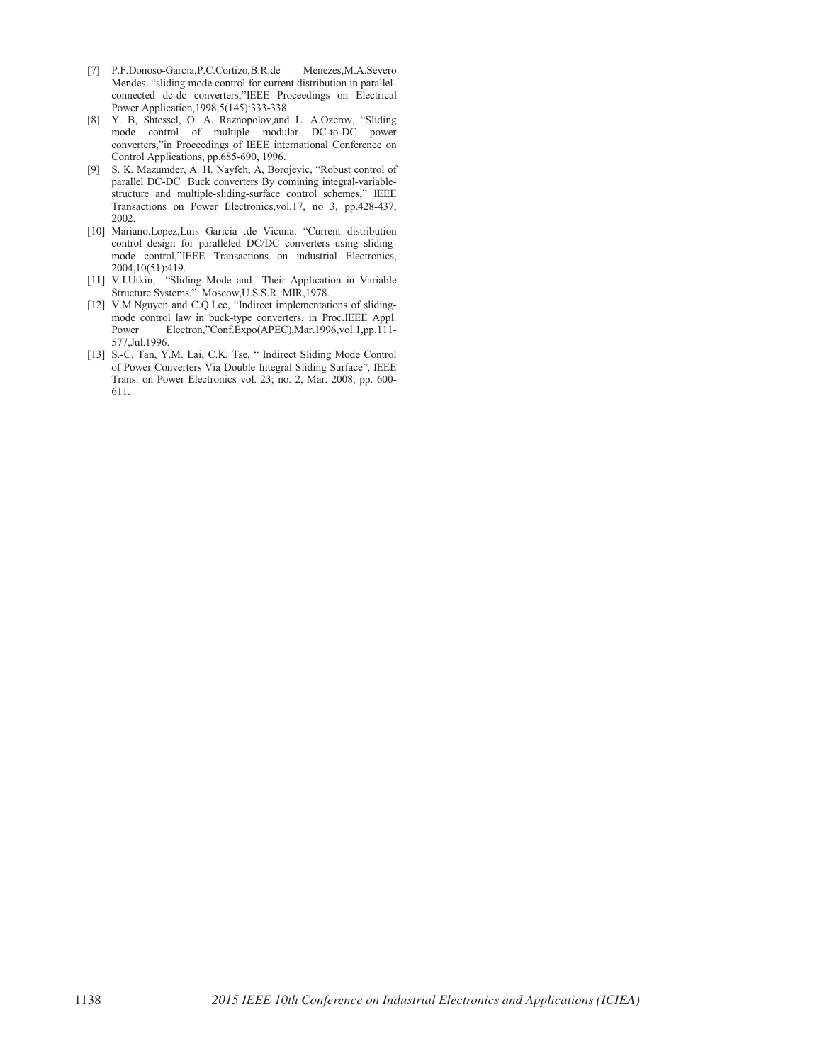[7] P.F.Donoso-Garcia,P.C.Cortizo,B.R.de Menezes,M.A.Severo Mendes. "sliding mode control for current distribution in parallel-connected dc-dc converters,"IEEE Proceedings on Electrical Power Application,1998,5(145):333-338.

[8] Y. B, Shtessel, O. A. Raznopolov,and L. A.Ozerov, "Sliding mode control of multiple modular DC-to-DC power converters,"in Proceedings of IEEE international Conference on Control Applications, pp.685-690, 1996.

[9] S. K. Mazumder, A. H. Nayfeh, A, Borojevic, "Robust control of parallel DC-DC Buck converters By comining integral-variable-structure and multiple-sliding-surface control schemes," IEEE Transactions on Power Electronics,vol.17, no 3, pp.428-437, 2002.

[10] Mariano.Lopez,Luis Garicia .de Vicuna. "Current distribution control design for paralleled DC/DC converters using sliding-mode control,"IEEE Transactions on industrial Electronics, 2004,10(51):419.

[11] V.I.Utkin, "Sliding Mode and Their Application in Variable Structure Systems," Moscow,U.S.S.R.:MIR,1978.

[12] V.M.Nguyen and C.Q.Lee, "Indirect implementations of sliding-mode control law in buck-type converters, in Proc.IEEE Appl. Power Electron,"Conf.Expo(APEC),Mar.1996,vol.1,pp.111-577,Jul.1996.

[13] S.-C. Tan, Y.M. Lai, C.K. Tse, " Indirect Sliding Mode Control of Power Converters Via Double Integral Sliding Surface", IEEE Trans. on Power Electronics vol. 23; no. 2, Mar. 2008; pp. 600-611.